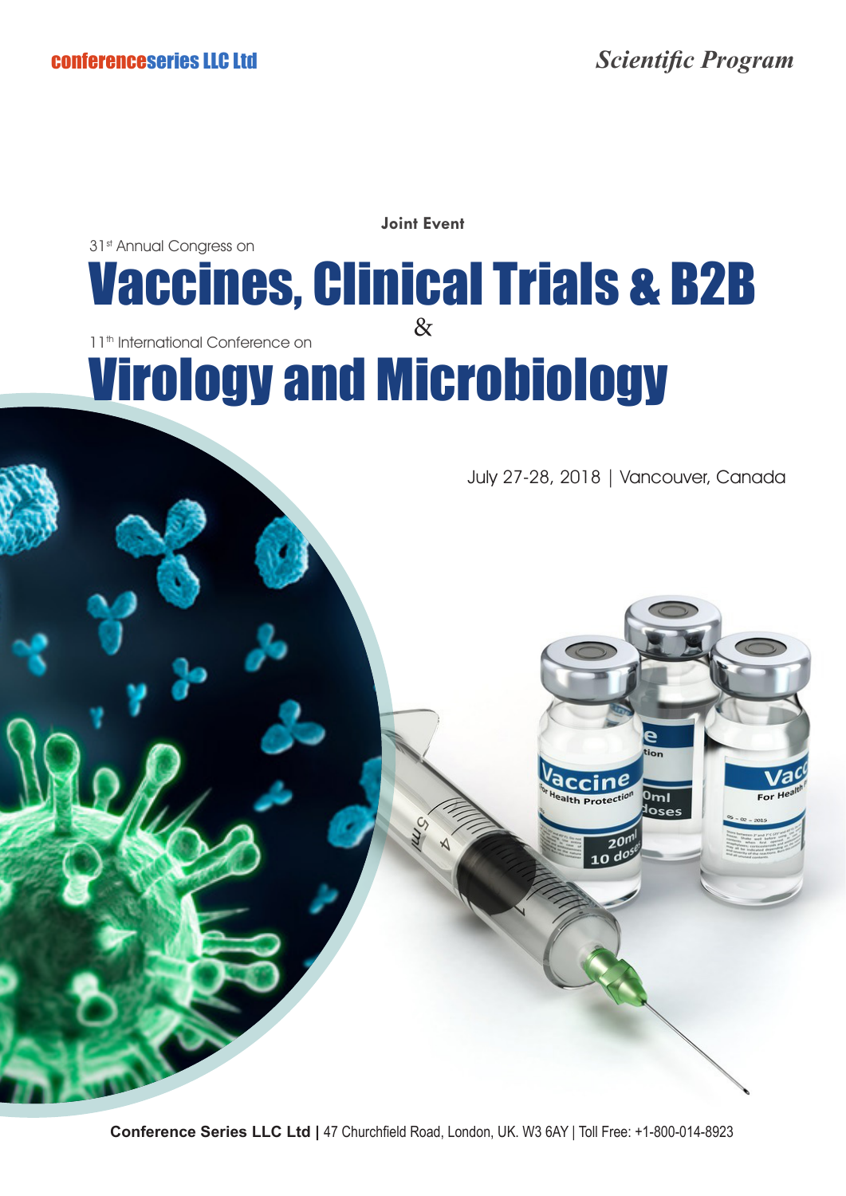conferenceseries LLC Ltd

*Scientific Program*

**Joint Event**

31st Annual Congress on

# Vaccines, Clinical Trials & B2B

&

11th International Conference on

# Virology and Microbiology

July 27-28, 2018 | Vancouver, Canada

**Conference Series LLC Ltd |** 47 Churchfield Road, London, UK. W3 6AY | Toll Free: +1-800-014-8923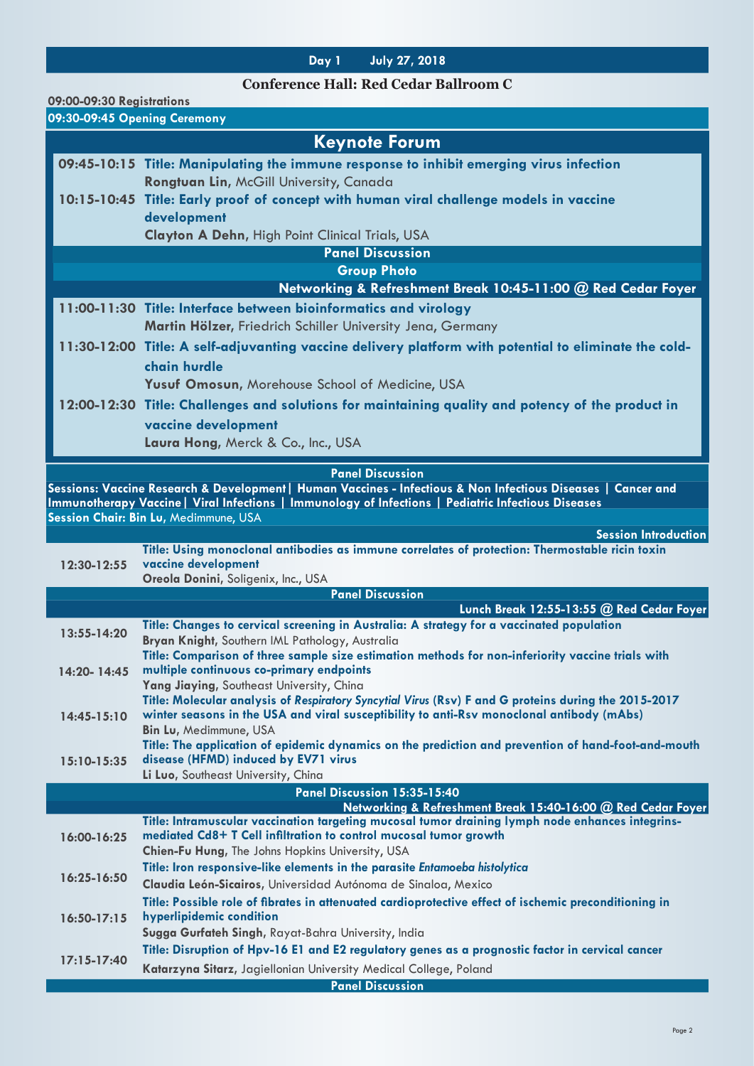## Day 1 July 27, 2018

### Conference Hall: Red Cedar Ballroom C

**09:00-09:30 Registrations**

**09:30-09:45 Opening Ceremony**

## Keynote Forum

**09:45-10:15** **Title: Manipulating the immune response to inhibit emerging virus infection**
**Rongtuan Lin**, McGill University, Canada

**10:15-10:45** **Title: Early proof of concept with human viral challenge models in vaccine development**
**Clayton A Dehn**, High Point Clinical Trials, USA

**Panel Discussion**

**Group Photo**

**Networking & Refreshment Break 10:45-11:00 @ Red Cedar Foyer**

**11:00-11:30** **Title: Interface between bioinformatics and virology**
**Martin Hölzer**, Friedrich Schiller University Jena, Germany

**11:30-12:00** **Title: A self-adjuvanting vaccine delivery platform with potential to eliminate the cold-chain hurdle**
**Yusuf Omosun**, Morehouse School of Medicine, USA

**12:00-12:30** **Title: Challenges and solutions for maintaining quality and potency of the product in vaccine development**
**Laura Hong**, Merck & Co., Inc., USA

**Panel Discussion**

**Sessions: Vaccine Research & Development | Human Vaccines - Infectious & Non Infectious Diseases | Cancer and Immunotherapy Vaccine | Viral Infections | Immunology of Infections | Pediatric Infectious Diseases**

**Session Chair: Bin Lu**, Medimmune, USA

**Session Introduction**

| Time | Presentation |
|---|---|
| 12:30-12:55 | **Title: Using monoclonal antibodies as immune correlates of protection: Thermostable ricin toxin vaccine development**<br>**Oreola Donini**, Soligenix, Inc., USA |

**Panel Discussion**

**Lunch Break 12:55-13:55 @ Red Cedar Foyer**

| Time | Presentation |
|---|---|
| 13:55-14:20 | **Title: Changes to cervical screening in Australia: A strategy for a vaccinated population**<br>**Bryan Knight**, Southern IML Pathology, Australia |
| 14:20- 14:45 | **Title: Comparison of three sample size estimation methods for non-inferiority vaccine trials with multiple continuous co-primary endpoints**<br>**Yang Jiaying**, Southeast University, China |
| 14:45-15:10 | **Title: Molecular analysis of *Respiratory Syncytial Virus* (Rsv) F and G proteins during the 2015-2017 winter seasons in the USA and viral susceptibility to anti-Rsv monoclonal antibody (mAbs)**<br>**Bin Lu**, Medimmune, USA |
| 15:10-15:35 | **Title: The application of epidemic dynamics on the prediction and prevention of hand-foot-and-mouth disease (HFMD) induced by EV71 virus**<br>**Li Luo**, Southeast University, China |

**Panel Discussion 15:35-15:40**

**Networking & Refreshment Break 15:40-16:00 @ Red Cedar Foyer**

| Time | Presentation |
|---|---|
| 16:00-16:25 | **Title: Intramuscular vaccination targeting mucosal tumor draining lymph node enhances integrins-mediated Cd8+ T Cell infiltration to control mucosal tumor growth**<br>**Chien-Fu Hung**, The Johns Hopkins University, USA |
| 16:25-16:50 | **Title: Iron responsive-like elements in the parasite *Entamoeba histolytica***<br>**Claudia León-Sicairos**, Universidad Autónoma de Sinaloa, Mexico |
| 16:50-17:15 | **Title: Possible role of fibrates in attenuated cardioprotective effect of ischemic preconditioning in hyperlipidemic condition**<br>**Sugga Gurfateh Singh**, Rayat-Bahra University, India |
| 17:15-17:40 | **Title: Disruption of Hpv-16 E1 and E2 regulatory genes as a prognostic factor in cervical cancer**<br>**Katarzyna Sitarz**, Jagiellonian University Medical College, Poland |

**Panel Discussion**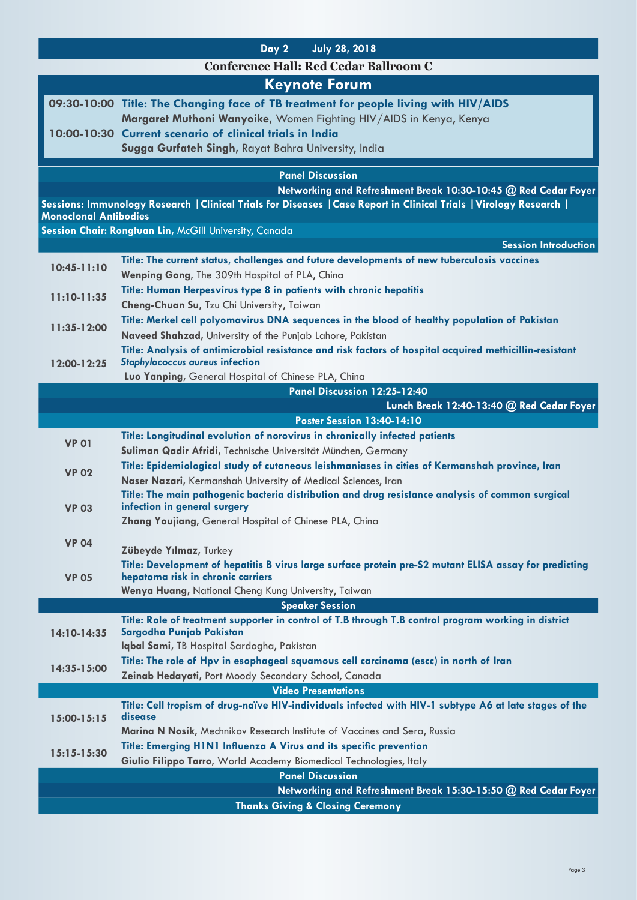## Day 2 July 28, 2018

### Conference Hall: Red Cedar Ballroom C

## Keynote Forum

**09:30-10:00** **Title: The Changing face of TB treatment for people living with HIV/AIDS**
**Margaret Muthoni Wanyoike,** Women Fighting HIV/AIDS in Kenya, Kenya

**10:00-10:30** **Current scenario of clinical trials in India**
**Sugga Gurfateh Singh,** Rayat Bahra University, India

**Panel Discussion**

**Networking and Refreshment Break 10:30-10:45 @ Red Cedar Foyer**

**Sessions: Immunology Research | Clinical Trials for Diseases | Case Report in Clinical Trials | Virology Research | Monoclonal Antibodies**

**Session Chair: Rongtuan Lin,** McGill University, Canada

**Session Introduction**

| | |
|---|---|
| **10:45-11:10** | **Title: The current status, challenges and future developments of new tuberculosis vaccines**<br>**Wenping Gong,** The 309th Hospital of PLA, China |
| **11:10-11:35** | **Title: Human Herpesvirus type 8 in patients with chronic hepatitis**<br>**Cheng-Chuan Su,** Tzu Chi University, Taiwan |
| **11:35-12:00** | **Title: Merkel cell polyomavirus DNA sequences in the blood of healthy population of Pakistan**<br>**Naveed Shahzad,** University of the Punjab Lahore, Pakistan |
| **12:00-12:25** | **Title: Analysis of antimicrobial resistance and risk factors of hospital acquired methicillin-resistant *Staphylococcus aureus* infection**<br>**Luo Yanping,** General Hospital of Chinese PLA, China |

**Panel Discussion 12:25-12:40**

**Lunch Break 12:40-13:40 @ Red Cedar Foyer**

**Poster Session 13:40-14:10**

| | |
|---|---|
| **VP 01** | **Title: Longitudinal evolution of norovirus in chronically infected patients**<br>**Suliman Qadir Afridi,** Technische Universität München, Germany |
| **VP 02** | **Title: Epidemiological study of cutaneous leishmaniases in cities of Kermanshah province, Iran**<br>**Naser Nazari,** Kermanshah University of Medical Sciences, Iran |
| **VP 03** | **Title: The main pathogenic bacteria distribution and drug resistance analysis of common surgical infection in general surgery**<br>**Zhang Youjiang,** General Hospital of Chinese PLA, China |
| **VP 04** | **Zübeyde Yılmaz,** Turkey |
| **VP 05** | **Title: Development of hepatitis B virus large surface protein pre-S2 mutant ELISA assay for predicting hepatoma risk in chronic carriers**<br>**Wenya Huang,** National Cheng Kung University, Taiwan |

**Speaker Session**

| | |
|---|---|
| **14:10-14:35** | **Title: Role of treatment supporter in control of T.B through T.B control program working in district Sargodha Punjab Pakistan**<br>**Iqbal Sami,** TB Hospital Sardogha, Pakistan |
| **14:35-15:00** | **Title: The role of Hpv in esophageal squamous cell carcinoma (escc) in north of Iran**<br>**Zeinab Hedayati,** Port Moody Secondary School, Canada |

**Video Presentations**

| | |
|---|---|
| **15:00-15:15** | **Title: Cell tropism of drug-naïve HIV-individuals infected with HIV-1 subtype A6 at late stages of the disease**<br>**Marina N Nosik,** Mechnikov Research Institute of Vaccines and Sera, Russia |
| **15:15-15:30** | **Title: Emerging H1N1 Influenza A Virus and its specific prevention**<br>**Giulio Filippo Tarro,** World Academy Biomedical Technologies, Italy |

**Panel Discussion**

**Networking and Refreshment Break 15:30-15:50 @ Red Cedar Foyer**

**Thanks Giving & Closing Ceremony**